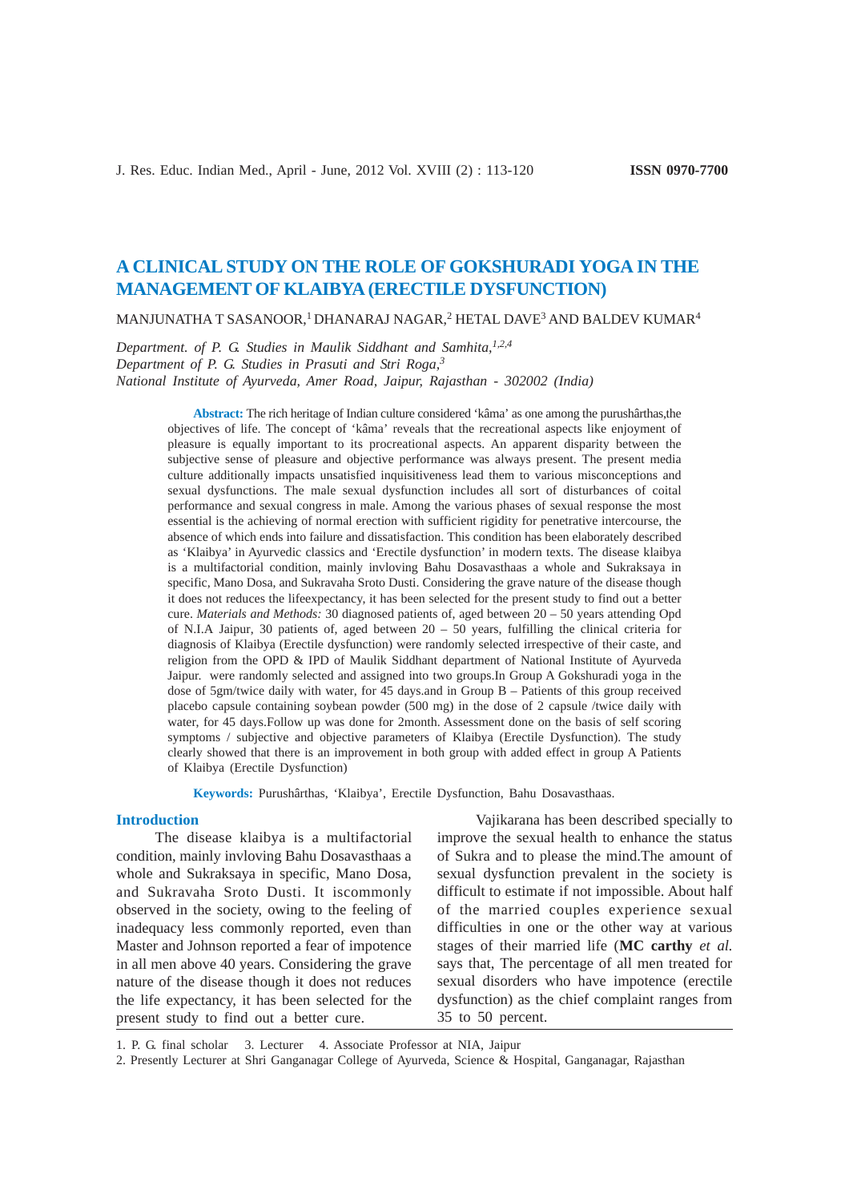# A CLINICAL STUDY ON THE ROLE OF GOKSHURADI YOGA IN THE MANAGEMENT OF KLAIBYA (ERECTILE DYSFUNCTION)

MANJUNATHA T SASANOOR,[1] DHANARAJ NAGAR,[2] HETAL DAVE[3] AND BALDEV KUMAR[4]

*Department. of P. G. Studies in Maulik Siddhant and Samhita,[1,2,4]*
*Department of P. G. Studies in Prasuti and Stri Roga,[3]*
*National Institute of Ayurveda, Amer Road, Jaipur, Rajasthan - 302002 (India)*

**Abstract:** The rich heritage of Indian culture considered 'kâma' as one among the purushârthas,the objectives of life. The concept of 'kâma' reveals that the recreational aspects like enjoyment of pleasure is equally important to its procreational aspects. An apparent disparity between the subjective sense of pleasure and objective performance was always present. The present media culture additionally impacts unsatisfied inquisitiveness lead them to various misconceptions and sexual dysfunctions. The male sexual dysfunction includes all sort of disturbances of coital performance and sexual congress in male. Among the various phases of sexual response the most essential is the achieving of normal erection with sufficient rigidity for penetrative intercourse, the absence of which ends into failure and dissatisfaction. This condition has been elaborately described as 'Klaibya' in Ayurvedic classics and 'Erectile dysfunction' in modern texts. The disease klaibya is a multifactorial condition, mainly invloving Bahu Dosavasthaas a whole and Sukraksaya in specific, Mano Dosa, and Sukravaha Sroto Dusti. Considering the grave nature of the disease though it does not reduces the lifeexpectancy, it has been selected for the present study to find out a better cure. *Materials and Methods:* 30 diagnosed patients of, aged between 20 – 50 years attending Opd of N.I.A Jaipur, 30 patients of, aged between 20 – 50 years, fulfilling the clinical criteria for diagnosis of Klaibya (Erectile dysfunction) were randomly selected irrespective of their caste, and religion from the OPD & IPD of Maulik Siddhant department of National Institute of Ayurveda Jaipur. were randomly selected and assigned into two groups.In Group A Gokshuradi yoga in the dose of 5gm/twice daily with water, for 45 days.and in Group B – Patients of this group received placebo capsule containing soybean powder (500 mg) in the dose of 2 capsule /twice daily with water, for 45 days.Follow up was done for 2month. Assessment done on the basis of self scoring symptoms / subjective and objective parameters of Klaibya (Erectile Dysfunction). The study clearly showed that there is an improvement in both group with added effect in group A Patients of Klaibya (Erectile Dysfunction)

**Keywords:** Purushârthas, 'Klaibya', Erectile Dysfunction, Bahu Dosavasthaas.

## Introduction

The disease klaibya is a multifactorial condition, mainly invloving Bahu Dosavasthaas a whole and Sukraksaya in specific, Mano Dosa, and Sukravaha Sroto Dusti. It iscommonly observed in the society, owing to the feeling of inadequacy less commonly reported, even than Master and Johnson reported a fear of impotence in all men above 40 years. Considering the grave nature of the disease though it does not reduces the life expectancy, it has been selected for the present study to find out a better cure.

Vajikarana has been described specially to improve the sexual health to enhance the status of Sukra and to please the mind.The amount of sexual dysfunction prevalent in the society is difficult to estimate if not impossible. About half of the married couples experience sexual difficulties in one or the other way at various stages of their married life (**MC carthy** *et al.* says that, The percentage of all men treated for sexual disorders who have impotence (erectile dysfunction) as the chief complaint ranges from 35 to 50 percent.

---

1. P. G. final scholar 3. Lecturer 4. Associate Professor at NIA, Jaipur
2. Presently Lecturer at Shri Ganganagar College of Ayurveda, Science & Hospital, Ganganagar, Rajasthan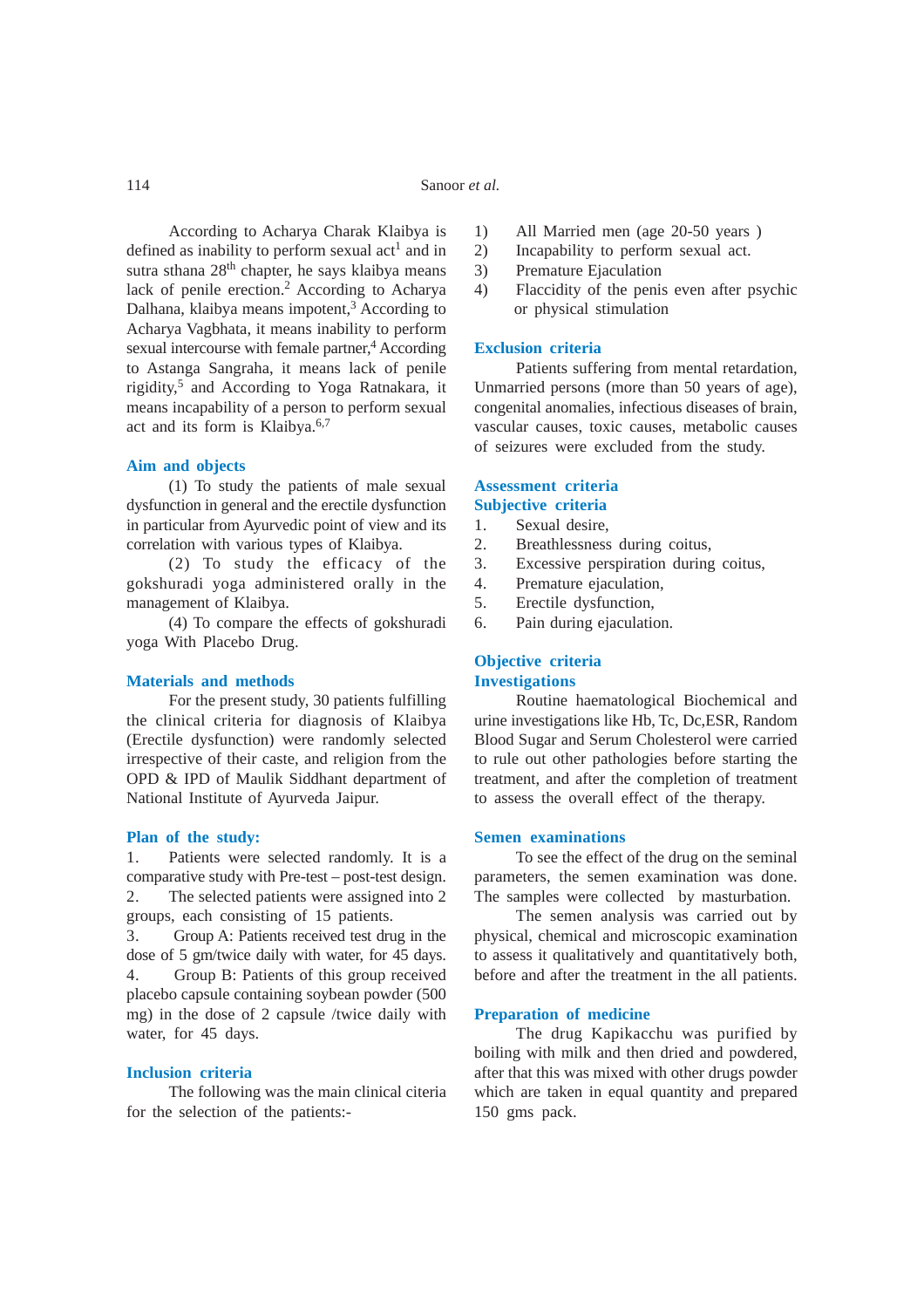According to Acharya Charak Klaibya is defined as inability to perform sexual act[1] and in sutra sthana 28th chapter, he says klaibya means lack of penile erection.[2] According to Acharya Dalhana, klaibya means impotent,[3] According to Acharya Vagbhata, it means inability to perform sexual intercourse with female partner,[4] According to Astanga Sangraha, it means lack of penile rigidity,[5] and According to Yoga Ratnakara, it means incapability of a person to perform sexual act and its form is Klaibya.[6,7]

## Aim and objects

(1) To study the patients of male sexual dysfunction in general and the erectile dysfunction in particular from Ayurvedic point of view and its correlation with various types of Klaibya.

(2) To study the efficacy of the gokshuradi yoga administered orally in the management of Klaibya.

(4) To compare the effects of gokshuradi yoga With Placebo Drug.

## Materials and methods

For the present study, 30 patients fulfilling the clinical criteria for diagnosis of Klaibya (Erectile dysfunction) were randomly selected irrespective of their caste, and religion from the OPD & IPD of Maulik Siddhant department of National Institute of Ayurveda Jaipur.

## Plan of the study:

1. Patients were selected randomly. It is a comparative study with Pre-test – post-test design.
2. The selected patients were assigned into 2 groups, each consisting of 15 patients.
3. Group A: Patients received test drug in the dose of 5 gm/twice daily with water, for 45 days.
4. Group B: Patients of this group received placebo capsule containing soybean powder (500 mg) in the dose of 2 capsule /twice daily with water, for 45 days.

## Inclusion criteria

The following was the main clinical citeria for the selection of the patients:-

1) All Married men (age 20-50 years )
2) Incapability to perform sexual act.
3) Premature Ejaculation
4) Flaccidity of the penis even after psychic or physical stimulation

## Exclusion criteria

Patients suffering from mental retardation, Unmarried persons (more than 50 years of age), congenital anomalies, infectious diseases of brain, vascular causes, toxic causes, metabolic causes of seizures were excluded from the study.

## Assessment criteria

### Subjective criteria

1. Sexual desire,
2. Breathlessness during coitus,
3. Excessive perspiration during coitus,
4. Premature ejaculation,
5. Erectile dysfunction,
6. Pain during ejaculation.

### Objective criteria

### Investigations

Routine haematological Biochemical and urine investigations like Hb, Tc, Dc,ESR, Random Blood Sugar and Serum Cholesterol were carried to rule out other pathologies before starting the treatment, and after the completion of treatment to assess the overall effect of the therapy.

## Semen examinations

To see the effect of the drug on the seminal parameters, the semen examination was done. The samples were collected by masturbation.

The semen analysis was carried out by physical, chemical and microscopic examination to assess it qualitatively and quantitatively both, before and after the treatment in the all patients.

## Preparation of medicine

The drug Kapikacchu was purified by boiling with milk and then dried and powdered, after that this was mixed with other drugs powder which are taken in equal quantity and prepared 150 gms pack.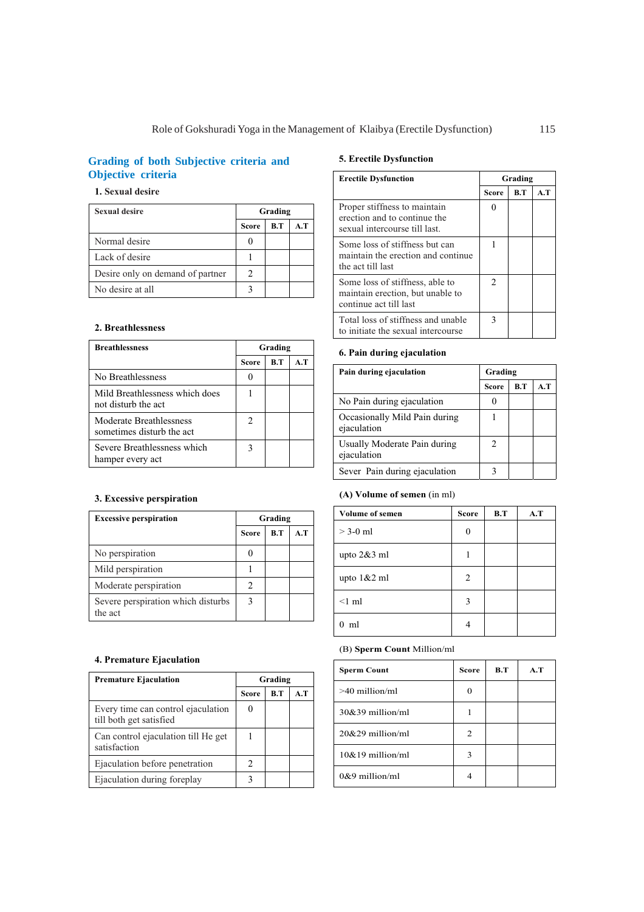## Grading of both Subjective criteria and Objective criteria

### 1. Sexual desire

| Sexual desire | Grading | | |
|---|---|---|---|
| | Score | B.T | A.T |
| Normal desire | 0 | | |
| Lack of desire | 1 | | |
| Desire only on demand of partner | 2 | | |
| No desire at all | 3 | | |

### 2. Breathlessness

| Breathlessness | Grading | | |
|---|---|---|---|
| | Score | B.T | A.T |
| No Breathlessness | 0 | | |
| Mild Breathlessness which does not disturb the act | 1 | | |
| Moderate Breathlessness sometimes disturb the act | 2 | | |
| Severe Breathlessness which hamper every act | 3 | | |

### 3. Excessive perspiration

| Excessive perspiration | Grading | | |
|---|---|---|---|
| | Score | B.T | A.T |
| No perspiration | 0 | | |
| Mild perspiration | 1 | | |
| Moderate perspiration | 2 | | |
| Severe perspiration which disturbs the act | 3 | | |

### 4. Premature Ejaculation

| Premature Ejaculation | Grading | | |
|---|---|---|---|
| | Score | B.T | A.T |
| Every time can control ejaculation till both get satisfied | 0 | | |
| Can control ejaculation till He get satisfaction | 1 | | |
| Ejaculation before penetration | 2 | | |
| Ejaculation during foreplay | 3 | | |

### 5. Erectile Dysfunction

| Erectile Dysfunction | Grading | | |
|---|---|---|---|
| | Score | B.T | A.T |
| Proper stiffness to maintain erection and to continue the sexual intercourse till last. | 0 | | |
| Some loss of stiffness but can maintain the erection and continue the act till last | 1 | | |
| Some loss of stiffness, able to maintain erection, but unable to continue act till last | 2 | | |
| Total loss of stiffness and unable to initiate the sexual intercourse | 3 | | |

### 6. Pain during ejaculation

| Pain during ejaculation | Grading | | |
|---|---|---|---|
| | Score | B.T | A.T |
| No Pain during ejaculation | 0 | | |
| Occasionally Mild Pain during ejaculation | 1 | | |
| Usually Moderate Pain during ejaculation | 2 | | |
| Sever Pain during ejaculation | 3 | | |

**(A) Volume of semen** (in ml)

| Volume of semen | Score | B.T | A.T |
|---|---|---|---|
| > 3-0 ml | 0 | | |
| upto 2&3 ml | 1 | | |
| upto 1&2 ml | 2 | | |
| <1 ml | 3 | | |
| 0 ml | 4 | | |

(B) **Sperm Count** Million/ml

| Sperm Count | Score | B.T | A.T |
|---|---|---|---|
| >40 million/ml | 0 | | |
| 30&39 million/ml | 1 | | |
| 20&29 million/ml | 2 | | |
| 10&19 million/ml | 3 | | |
| 0&9 million/ml | 4 | | |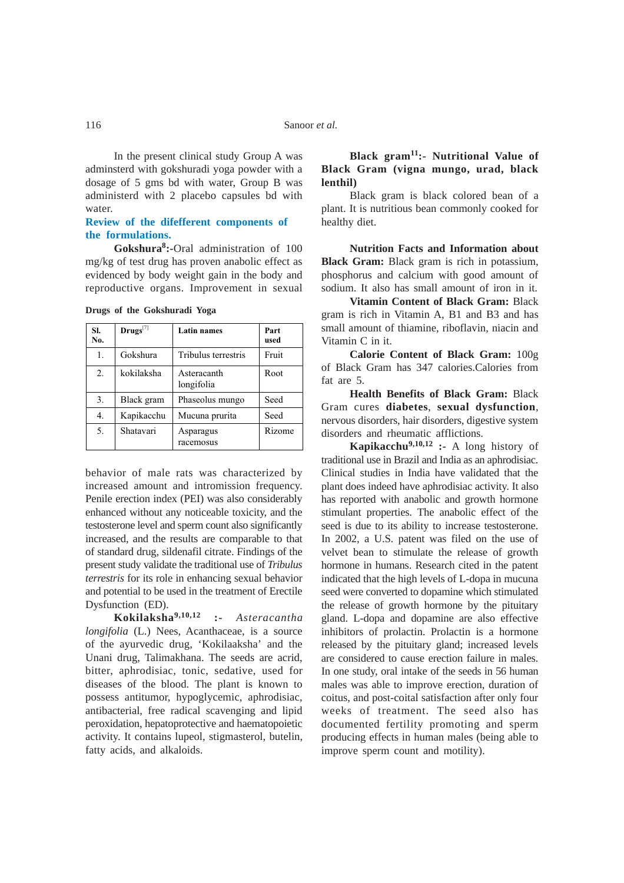In the present clinical study Group A was adminsterd with gokshuradi yoga powder with a dosage of 5 gms bd with water, Group B was administerd with 2 placebo capsules bd with water.

## Review of the difeferent components of the formulations.

**Gokshura[8]:-**Oral administration of 100 mg/kg of test drug has proven anabolic effect as evidenced by body weight gain in the body and reproductive organs. Improvement in sexual behavior of male rats was characterized by increased amount and intromission frequency. Penile erection index (PEI) was also considerably enhanced without any noticeable toxicity, and the testosterone level and sperm count also significantly increased, and the results are comparable to that of standard drug, sildenafil citrate. Findings of the present study validate the traditional use of *Tribulus terrestris* for its role in enhancing sexual behavior and potential to be used in the treatment of Erectile Dysfunction (ED).

**Drugs of the Gokshuradi Yoga**

| Sl. No. | Drugs[7] | Latin names | Part used |
|---|---|---|---|
| 1. | Gokshura | Tribulus terrestris | Fruit |
| 2. | kokilaksha | Asteracanth longifolia | Root |
| 3. | Black gram | Phaseolus mungo | Seed |
| 4. | Kapikacchu | Mucuna prurita | Seed |
| 5. | Shatavari | Asparagus racemosus | Rizome |

**Kokilaksha[9,10,12] :-** *Asteracantha longifolia* (L.) Nees, Acanthaceae, is a source of the ayurvedic drug, 'Kokilaaksha' and the Unani drug, Talimakhana. The seeds are acrid, bitter, aphrodisiac, tonic, sedative, used for diseases of the blood. The plant is known to possess antitumor, hypoglycemic, aphrodisiac, antibacterial, free radical scavenging and lipid peroxidation, hepatoprotective and haematopoietic activity. It contains lupeol, stigmasterol, butelin, fatty acids, and alkaloids.

**Black gram[11]:- Nutritional Value of Black Gram (vigna mungo, urad, black lenthil)**

Black gram is black colored bean of a plant. It is nutritious bean commonly cooked for healthy diet.

**Nutrition Facts and Information about Black Gram:** Black gram is rich in potassium, phosphorus and calcium with good amount of sodium. It also has small amount of iron in it.

**Vitamin Content of Black Gram:** Black gram is rich in Vitamin A, B1 and B3 and has small amount of thiamine, riboflavin, niacin and Vitamin C in it.

**Calorie Content of Black Gram:** 100g of Black Gram has 347 calories.Calories from fat are 5.

**Health Benefits of Black Gram:** Black Gram cures **diabetes**, **sexual dysfunction**, nervous disorders, hair disorders, digestive system disorders and rheumatic afflictions.

**Kapikacchu[9,10,12] :-** A long history of traditional use in Brazil and India as an aphrodisiac. Clinical studies in India have validated that the plant does indeed have aphrodisiac activity. It also has reported with anabolic and growth hormone stimulant properties. The anabolic effect of the seed is due to its ability to increase testosterone. In 2002, a U.S. patent was filed on the use of velvet bean to stimulate the release of growth hormone in humans. Research cited in the patent indicated that the high levels of L-dopa in mucuna seed were converted to dopamine which stimulated the release of growth hormone by the pituitary gland. L-dopa and dopamine are also effective inhibitors of prolactin. Prolactin is a hormone released by the pituitary gland; increased levels are considered to cause erection failure in males. In one study, oral intake of the seeds in 56 human males was able to improve erection, duration of coitus, and post-coital satisfaction after only four weeks of treatment. The seed also has documented fertility promoting and sperm producing effects in human males (being able to improve sperm count and motility).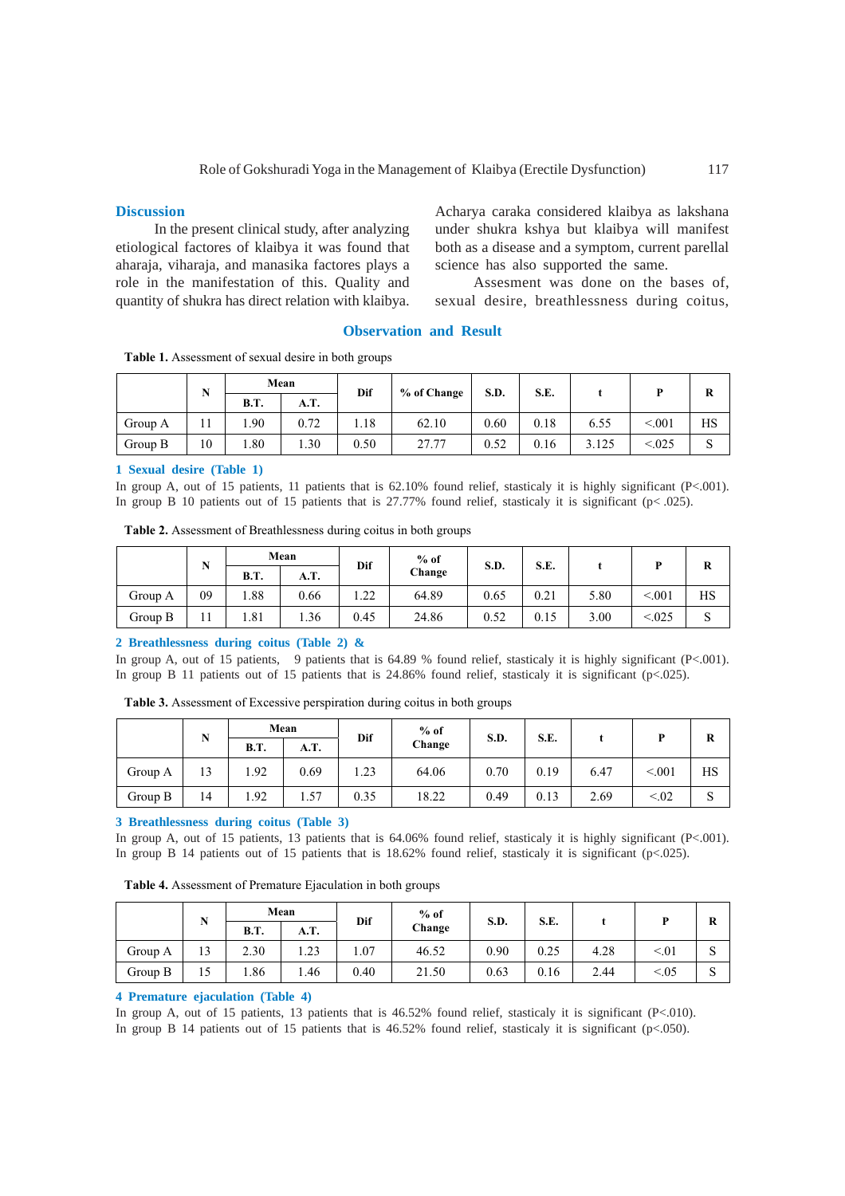## Discussion

In the present clinical study, after analyzing etiological factores of klaibya it was found that aharaja, viharaja, and manasika factores plays a role in the manifestation of this. Quality and quantity of shukra has direct relation with klaibya. Acharya caraka considered klaibya as lakshana under shukra kshya but klaibya will manifest both as a disease and a symptom, current parellal science has also supported the same.

Assesment was done on the bases of, sexual desire, breathlessness during coitus,

## Observation and Result

**Table 1.** Assessment of sexual desire in both groups

| | N | Mean | | Dif | % of Change | S.D. | S.E. | t | P | R |
|---|---|---|---|---|---|---|---|---|---|---|
| | | B.T. | A.T. | | | | | | | |
| Group A | 11 | 1.90 | 0.72 | 1.18 | 62.10 | 0.60 | 0.18 | 6.55 | <.001 | HS |
| Group B | 10 | 1.80 | 1.30 | 0.50 | 27.77 | 0.52 | 0.16 | 3.125 | <.025 | S |

### 1 Sexual desire (Table 1)

In group A, out of 15 patients, 11 patients that is 62.10% found relief, stasticaly it is highly significant (P<.001). In group B 10 patients out of 15 patients that is 27.77% found relief, stasticaly it is significant (p< .025).

**Table 2.** Assessment of Breathlessness during coitus in both groups

| | N | Mean | | Dif | % of Change | S.D. | S.E. | t | P | R |
|---|---|---|---|---|---|---|---|---|---|---|
| | | B.T. | A.T. | | | | | | | |
| Group A | 09 | 1.88 | 0.66 | 1.22 | 64.89 | 0.65 | 0.21 | 5.80 | <.001 | HS |
| Group B | 11 | 1.81 | 1.36 | 0.45 | 24.86 | 0.52 | 0.15 | 3.00 | <.025 | S |

### 2 Breathlessness during coitus (Table 2) &

In group A, out of 15 patients, 9 patients that is 64.89 % found relief, stasticaly it is highly significant (P<.001). In group B 11 patients out of 15 patients that is 24.86% found relief, stasticaly it is significant (p<.025).

**Table 3.** Assessment of Excessive perspiration during coitus in both groups

| | N | Mean | | Dif | % of Change | S.D. | S.E. | t | P | R |
|---|---|---|---|---|---|---|---|---|---|---|
| | | B.T. | A.T. | | | | | | | |
| Group A | 13 | 1.92 | 0.69 | 1.23 | 64.06 | 0.70 | 0.19 | 6.47 | <.001 | HS |
| Group B | 14 | 1.92 | 1.57 | 0.35 | 18.22 | 0.49 | 0.13 | 2.69 | <.02 | S |

### 3 Breathlessness during coitus (Table 3)

In group A, out of 15 patients, 13 patients that is 64.06% found relief, stasticaly it is highly significant (P<.001). In group B 14 patients out of 15 patients that is 18.62% found relief, stasticaly it is significant (p<.025).

**Table 4.** Assessment of Premature Ejaculation in both groups

| | N | Mean | | Dif | % of Change | S.D. | S.E. | t | P | R |
|---|---|---|---|---|---|---|---|---|---|---|
| | | B.T. | A.T. | | | | | | | |
| Group A | 13 | 2.30 | 1.23 | 1.07 | 46.52 | 0.90 | 0.25 | 4.28 | <.01 | S |
| Group B | 15 | 1.86 | 1.46 | 0.40 | 21.50 | 0.63 | 0.16 | 2.44 | <.05 | S |

### 4 Premature ejaculation (Table 4)

In group A, out of 15 patients, 13 patients that is 46.52% found relief, stasticaly it is significant (P<.010). In group B 14 patients out of 15 patients that is 46.52% found relief, stasticaly it is significant (p<.050).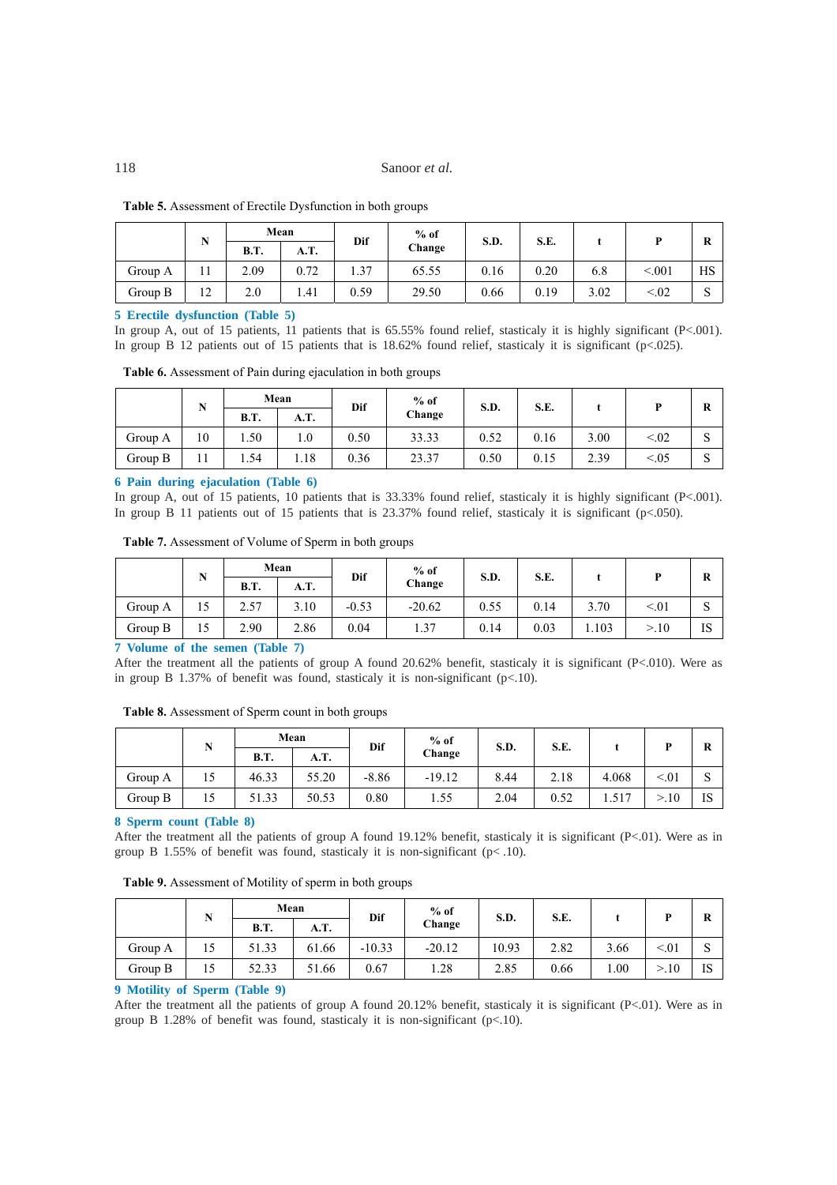**Table 5.** Assessment of Erectile Dysfunction in both groups

| | N | Mean | | Dif | % of Change | S.D. | S.E. | t | P | R |
|---|---|---|---|---|---|---|---|---|---|---|
| | | B.T. | A.T. | | | | | | | |
| Group A | 11 | 2.09 | 0.72 | 1.37 | 65.55 | 0.16 | 0.20 | 6.8 | <.001 | HS |
| Group B | 12 | 2.0 | 1.41 | 0.59 | 29.50 | 0.66 | 0.19 | 3.02 | <.02 | S |

### 5 Erectile dysfunction (Table 5)

In group A, out of 15 patients, 11 patients that is 65.55% found relief, stasticaly it is highly significant (P<.001). In group B 12 patients out of 15 patients that is 18.62% found relief, stasticaly it is significant (p<.025).

**Table 6.** Assessment of Pain during ejaculation in both groups

| | N | Mean | | Dif | % of Change | S.D. | S.E. | t | P | R |
|---|---|---|---|---|---|---|---|---|---|---|
| | | B.T. | A.T. | | | | | | | |
| Group A | 10 | 1.50 | 1.0 | 0.50 | 33.33 | 0.52 | 0.16 | 3.00 | <.02 | S |
| Group B | 11 | 1.54 | 1.18 | 0.36 | 23.37 | 0.50 | 0.15 | 2.39 | <.05 | S |

### 6 Pain during ejaculation (Table 6)

In group A, out of 15 patients, 10 patients that is 33.33% found relief, stasticaly it is highly significant (P<.001). In group B 11 patients out of 15 patients that is 23.37% found relief, stasticaly it is significant (p<.050).

**Table 7.** Assessment of Volume of Sperm in both groups

| | N | Mean | | Dif | % of Change | S.D. | S.E. | t | P | R |
|---|---|---|---|---|---|---|---|---|---|---|
| | | B.T. | A.T. | | | | | | | |
| Group A | 15 | 2.57 | 3.10 | -0.53 | -20.62 | 0.55 | 0.14 | 3.70 | <.01 | S |
| Group B | 15 | 2.90 | 2.86 | 0.04 | 1.37 | 0.14 | 0.03 | 1.103 | >.10 | IS |

### 7 Volume of the semen (Table 7)

After the treatment all the patients of group A found 20.62% benefit, stasticaly it is significant (P<.010). Were as in group B 1.37% of benefit was found, stasticaly it is non-significant (p<.10).

**Table 8.** Assessment of Sperm count in both groups

| | N | Mean | | Dif | % of Change | S.D. | S.E. | t | P | R |
|---|---|---|---|---|---|---|---|---|---|---|
| | | B.T. | A.T. | | | | | | | |
| Group A | 15 | 46.33 | 55.20 | -8.86 | -19.12 | 8.44 | 2.18 | 4.068 | <.01 | S |
| Group B | 15 | 51.33 | 50.53 | 0.80 | 1.55 | 2.04 | 0.52 | 1.517 | >.10 | IS |

### 8 Sperm count (Table 8)

After the treatment all the patients of group A found 19.12% benefit, stasticaly it is significant (P<.01). Were as in group B 1.55% of benefit was found, stasticaly it is non-significant (p< .10).

**Table 9.** Assessment of Motility of sperm in both groups

| | N | Mean | | Dif | % of Change | S.D. | S.E. | t | P | R |
|---|---|---|---|---|---|---|---|---|---|---|
| | | B.T. | A.T. | | | | | | | |
| Group A | 15 | 51.33 | 61.66 | -10.33 | -20.12 | 10.93 | 2.82 | 3.66 | <.01 | S |
| Group B | 15 | 52.33 | 51.66 | 0.67 | 1.28 | 2.85 | 0.66 | 1.00 | >.10 | IS |

### 9 Motility of Sperm (Table 9)

After the treatment all the patients of group A found 20.12% benefit, stasticaly it is significant (P<.01). Were as in group B 1.28% of benefit was found, stasticaly it is non-significant (p<.10).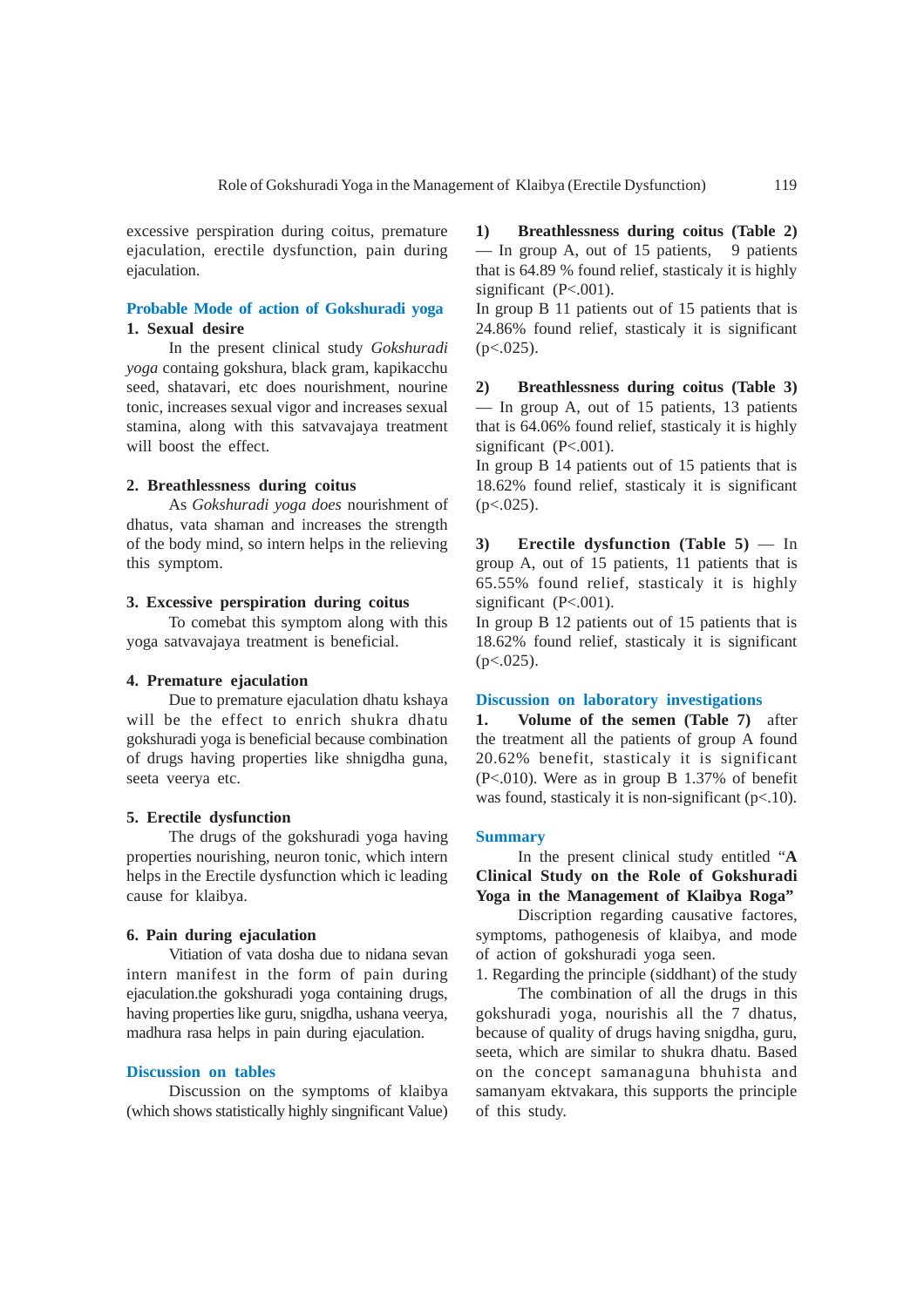excessive perspiration during coitus, premature ejaculation, erectile dysfunction, pain during ejaculation.

## Probable Mode of action of Gokshuradi yoga

**1. Sexual desire**

In the present clinical study *Gokshuradi yoga* containg gokshura, black gram, kapikacchu seed, shatavari, etc does nourishment, nourine tonic, increases sexual vigor and increases sexual stamina, along with this satvavajaya treatment will boost the effect.

**2. Breathlessness during coitus**

As *Gokshuradi yoga does* nourishment of dhatus, vata shaman and increases the strength of the body mind, so intern helps in the relieving this symptom.

**3. Excessive perspiration during coitus**

To comebat this symptom along with this yoga satvavajaya treatment is beneficial.

**4. Premature ejaculation**

Due to premature ejaculation dhatu kshaya will be the effect to enrich shukra dhatu gokshuradi yoga is beneficial because combination of drugs having properties like shnigdha guna, seeta veerya etc.

**5. Erectile dysfunction**

The drugs of the gokshuradi yoga having properties nourishing, neuron tonic, which intern helps in the Erectile dysfunction which ic leading cause for klaibya.

**6. Pain during ejaculation**

Vitiation of vata dosha due to nidana sevan intern manifest in the form of pain during ejaculation.the gokshuradi yoga containing drugs, having properties like guru, snigdha, ushana veerya, madhura rasa helps in pain during ejaculation.

## Discussion on tables

Discussion on the symptoms of klaibya (which shows statistically highly singnificant Value)

**1) Breathlessness during coitus (Table 2)** — In group A, out of 15 patients, 9 patients that is 64.89 % found relief, stasticaly it is highly significant (P<.001).

In group B 11 patients out of 15 patients that is 24.86% found relief, stasticaly it is significant (p<.025).

**2) Breathlessness during coitus (Table 3)** — In group A, out of 15 patients, 13 patients that is 64.06% found relief, stasticaly it is highly significant (P<.001).

In group B 14 patients out of 15 patients that is 18.62% found relief, stasticaly it is significant (p<.025).

**3) Erectile dysfunction (Table 5)** — In group A, out of 15 patients, 11 patients that is 65.55% found relief, stasticaly it is highly significant (P<.001).

In group B 12 patients out of 15 patients that is 18.62% found relief, stasticaly it is significant (p<.025).

## Discussion on laboratory investigations

**1. Volume of the semen (Table 7)** after the treatment all the patients of group A found 20.62% benefit, stasticaly it is significant (P<.010). Were as in group B 1.37% of benefit was found, stasticaly it is non-significant (p<.10).

## Summary

In the present clinical study entitled "**A Clinical Study on the Role of Gokshuradi Yoga in the Management of Klaibya Roga"**

Discription regarding causative factores, symptoms, pathogenesis of klaibya, and mode of action of gokshuradi yoga seen.

1. Regarding the principle (siddhant) of the study

The combination of all the drugs in this gokshuradi yoga, nourishis all the 7 dhatus, because of quality of drugs having snigdha, guru, seeta, which are similar to shukra dhatu. Based on the concept samanaguna bhuhista and samanyam ektvakara, this supports the principle of this study.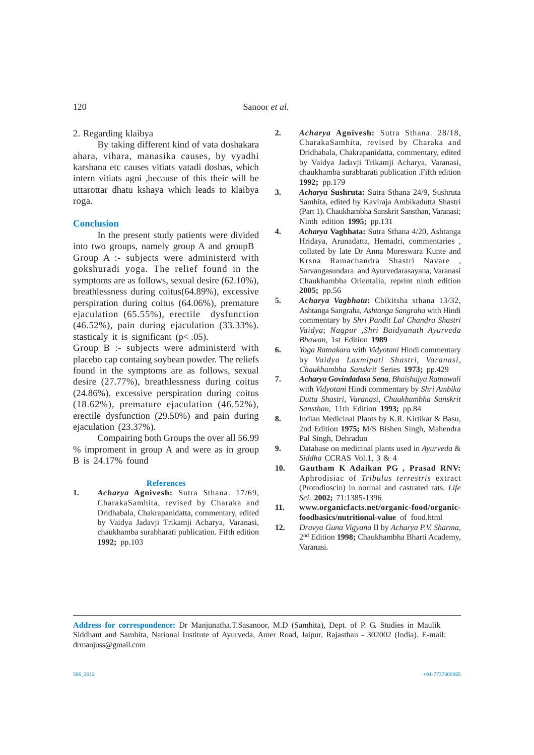2. Regarding klaibya

By taking different kind of vata doshakara ahara, vihara, manasika causes, by vyadhi karshana etc causes vitiats vatadi doshas, which intern vitiats agni ,because of this their will be uttarottar dhatu kshaya which leads to klaibya roga.

## Conclusion

In the present study patients were divided into two groups, namely group A and groupB

Group A :- subjects were administerd with gokshuradi yoga. The relief found in the symptoms are as follows, sexual desire (62.10%), breathlessness during coitus(64.89%), excessive perspiration during coitus (64.06%), premature ejaculation (65.55%), erectile dysfunction (46.52%), pain during ejaculation (33.33%). stasticaly it is significant ($p < .05$).

Group B :- subjects were administerd with placebo cap containg soybean powder. The reliefs found in the symptoms are as follows, sexual desire (27.77%), breathlessness during coitus (24.86%), excessive perspiration during coitus (18.62%), premature ejaculation (46.52%), erectile dysfunction (29.50%) and pain during ejaculation (23.37%).

Compairing both Groups the over all 56.99 % improment in group A and were as in group B is 24.17% found

### References

1. ***Acharya* Agnivesh:** Sutra Sthana. 17/69, CharakaSamhita, revised by Charaka and Dridhabala, Chakrapanidatta, commentary, edited by Vaidya Jadavji Trikamji Acharya, Varanasi, chaukhamba surabharati publication. Fifth edition **1992;** pp.103
2. ***Acharya* Agnivesh:** Sutra Sthana. 28/18, CharakaSamhita, revised by Charaka and Dridhabala, Chakrapanidatta, commentary, edited by Vaidya Jadavji Trikamji Acharya, Varanasi, chaukhamba surabharati publication .Fifth edition **1992;** pp.179
3. ***Acharya* Sushruta:** Sutra Sthana 24/9, Sushruta Samhita, edited by Kaviraja Ambikadutta Shastri (Part 1). Chaukhambha Sanskrit Sansthan, Varanasi; Ninth edition **1995;** pp.131
4. ***Acharya* Vagbhata:** Sutra Sthana 4/20, Ashtanga Hridaya, Arunadatta, Hemadri, commentaries , collated by late Dr Anna Moreswara Kunte and Krsna Ramachandra Shastri Navare , Sarvangasundara and Ayurvedarasayana, Varanasi Chaukhambha Orientalia, reprint ninth edition **2005;** pp.56
5. ***Acharya Vagbhata*:** Chikitsha sthana 13/32, Ashtanga Sangraha, *Ashtanga Sangraha* with Hindi commentary by *Shri Pandit Lal Chandra Shastri Vaidya*; *Nagpur ,Shri Baidyanath Ayurveda Bhawan,* 1st Edition **1989**
6. *Yoga Ratnakara* with *Vidyotani* Hindi commentary by *Vaidya Laxmipati Shastri*, *Varanasi*, *Chaukhambha Sanskrit* Series **1973;** pp.429
7. ***Acharya Govindadasa Sena***, *Bhaishajya Ratnawali* with *Vidyotani* Hindi commentary by *Shri Ambika Dutta Shastri*, *Varanasi*, *Chaukhambha Sanskrit Sansthan,* 11th Edition **1993;** pp.84
8. Indian Medicinal Plants by K.R. Kirtikar & Basu, 2nd Edition **1975;** M/S Bishen Singh, Mahendra Pal Singh, Dehradun
9. Database on medicinal plants used in *Ayurveda* & *Siddha* CCRAS Vol.1, 3 & 4
10. **Gautham K Adaikan PG , Prasad RNV:** Aphrodisiac of *Tribulus terrestris* extract (Protodioscin) in normal and castrated rats. *Life Sci*. **2002;** 71:1385-1396
11. **www.organicfacts.net/organic-food/organic-foodbasics/nutritional-value** of food.html
12. *Dravya Guna Vigyana* II by *Acharya P.V. Sharma,* 2nd Edition **1998;** Chaukhambha Bharti Academy, Varanasi.

**Address for correspondence:** Dr Manjunatha.T.Sasanoor, M.D (Samhita), Dept. of P. G. Studies in Maulik Siddhant and Samhita, National Institute of Ayurveda, Amer Road, Jaipur, Rajasthan - 302002 (India). E-mail: drmanjuss@gmail.com